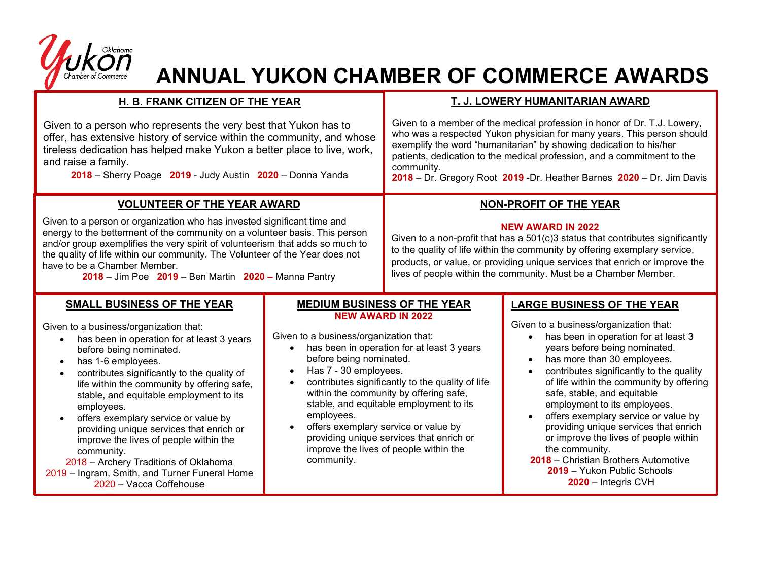# ANNUAL YUKON CHAMBER OF COMMERCE AWARDS

## H. B. FRANK CITIZEN OF THE YEAR

Given to a person who represents the very best that Yukon has to offer, has extensive history of service within the community, and whose tireless dedication has helped make Yukon a better place to live, work, and raise a family.

**2018** – Sherry Poage **2019** - Judy Austin **2020** – Donna Yanda

## T. J. LOWERY HUMANITARIAN AWARD

Given to a member of the medical profession in honor of Dr. T.J. Lowery, who was a respected Yukon physician for many years. This person should exemplify the word "humanitarian" by showing dedication to his/her patients, dedication to the medical profession, and a commitment to the community.

**2018** – Dr. Gregory Root **2019** -Dr. Heather Barnes **2020** – Dr. Jim Davis

## VOLUNTEER OF THE YEAR AWARD

Given to a person or organization who has invested significant time and energy to the betterment of the community on a volunteer basis. This person and/or group exemplifies the very spirit of volunteerism that adds so much to the quality of life within our community. The Volunteer of the Year does not have to be a Chamber Member.

**2018** – Jim Poe **2019** – Ben Martin **2020 –** Manna Pantry

## NON-PROFIT OF THE YEAR

**NEW AWARD IN 2022**

Given to a non-profit that has a 501(c)3 status that contributes significantly to the quality of life within the community by offering exemplary service, products, or value, or providing unique services that enrich or improve the lives of people within the community. Must be a Chamber Member.

## SMALL BUSINESS OF THE YEAR

Given to a business/organization that:

- has been in operation for at least 3 years before being nominated.
- has 1-6 employees.
- contributes significantly to the quality of life within the community by offering safe, stable, and equitable employment to its employees.
- offers exemplary service or value by providing unique services that enrich or improve the lives of people within the community.

2018 – Archery Traditions of Oklahoma
2019 – Ingram, Smith, and Turner Funeral Home
2020 – Vacca Coffehouse

## MEDIUM BUSINESS OF THE YEAR

**NEW AWARD IN 2022**

Given to a business/organization that:

- has been in operation for at least 3 years before being nominated.
- Has 7 - 30 employees.
- contributes significantly to the quality of life within the community by offering safe, stable, and equitable employment to its employees.
- offers exemplary service or value by providing unique services that enrich or improve the lives of people within the community.

## LARGE BUSINESS OF THE YEAR

Given to a business/organization that:

- has been in operation for at least 3 years before being nominated.
- has more than 30 employees.
- contributes significantly to the quality of life within the community by offering safe, stable, and equitable employment to its employees.
- offers exemplary service or value by providing unique services that enrich or improve the lives of people within the community.

**2018** – Christian Brothers Automotive
**2019** – Yukon Public Schools
**2020** – Integris CVH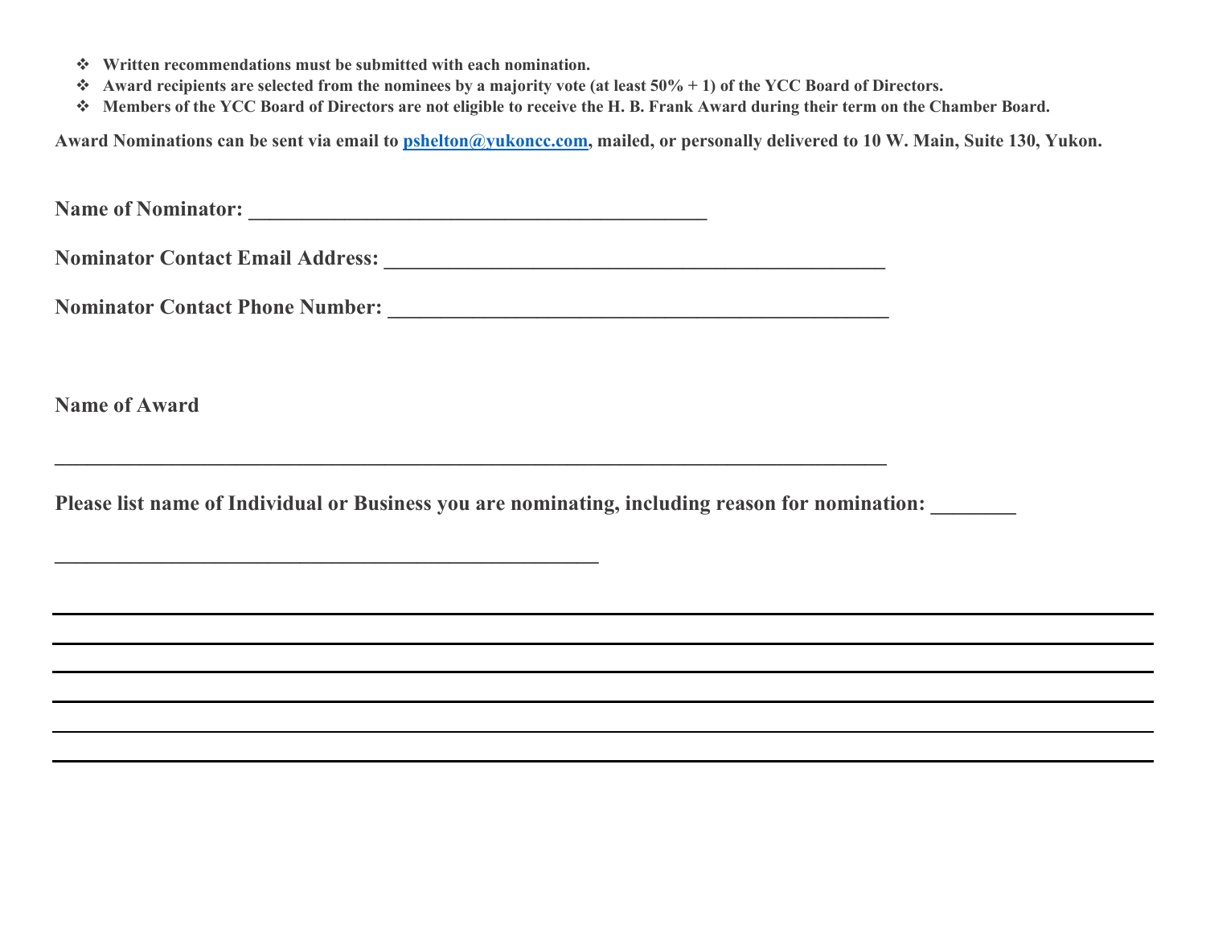- **Written recommendations must be submitted with each nomination.**
- **Award recipients are selected from the nominees by a majority vote (at least 50% + 1) of the YCC Board of Directors.**
- **Members of the YCC Board of Directors are not eligible to receive the H. B. Frank Award during their term on the Chamber Board.**

**Award Nominations can be sent via email to pshelton@yukoncc.com, mailed, or personally delivered to 10 W. Main, Suite 130, Yukon.**

**Name of Nominator: ____________________________________________**

**Nominator Contact Email Address: ________________________________________________**

**Nominator Contact Phone Number: ________________________________________________**

**Name of Award**

________________________________________________________________________________

**Please list name of Individual or Business you are nominating, including reason for nomination: ________**

____________________________________________________

________________________________________________________________________________

________________________________________________________________________________

________________________________________________________________________________

________________________________________________________________________________

________________________________________________________________________________

________________________________________________________________________________